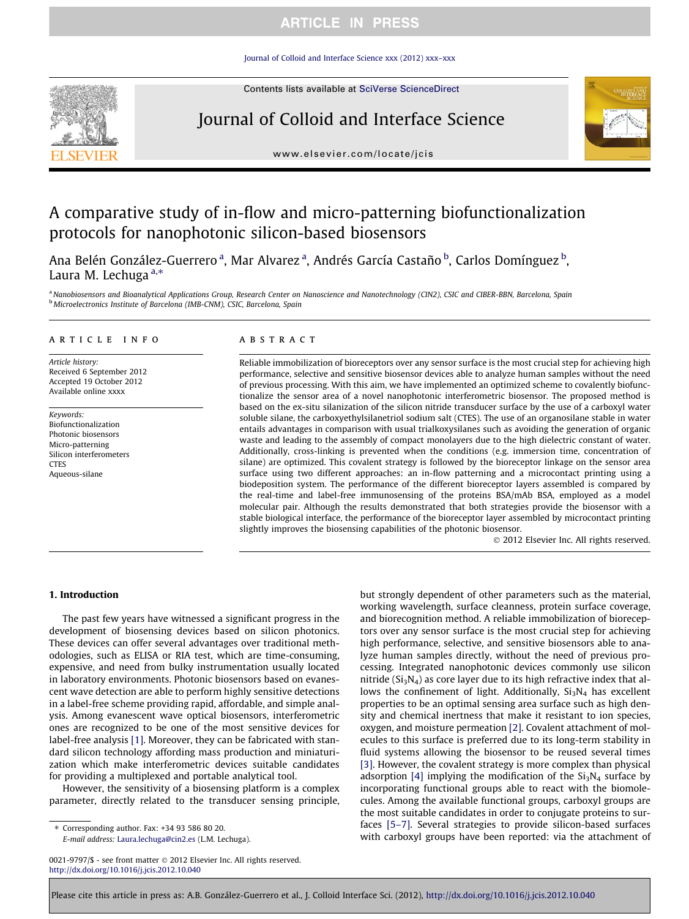# A comparative study of in-flow and micro-patterning biofunctionalization protocols for nanophotonic silicon-based biosensors

Ana Belén González-Guerrero [a], Mar Alvarez [a], Andrés García Castaño [b], Carlos Domínguez [b], Laura M. Lechuga [a,*]

[a] Nanobiosensors and Bioanalytical Applications Group, Research Center on Nanoscience and Nanotechnology (CIN2), CSIC and CIBER-BBN, Barcelona, Spain

[b] Microelectronics Institute of Barcelona (IMB-CNM), CSIC, Barcelona, Spain

**ARTICLE INFO**

*Article history:*
Received 6 September 2012
Accepted 19 October 2012
Available online xxxx

*Keywords:*
Biofunctionalization
Photonic biosensors
Micro-patterning
Silicon interferometers
CTES
Aqueous-silane

**ABSTRACT**

Reliable immobilization of bioreceptors over any sensor surface is the most crucial step for achieving high performance, selective and sensitive biosensor devices able to analyze human samples without the need of previous processing. With this aim, we have implemented an optimized scheme to covalently biofunctionalize the sensor area of a novel nanophotonic interferometric biosensor. The proposed method is based on the ex-situ silanization of the silicon nitride transducer surface by the use of a carboxyl water soluble silane, the carboxyethylsilanetriol sodium salt (CTES). The use of an organosilane stable in water entails advantages in comparison with usual trialkoxysilanes such as avoiding the generation of organic waste and leading to the assembly of compact monolayers due to the high dielectric constant of water. Additionally, cross-linking is prevented when the conditions (e.g. immersion time, concentration of silane) are optimized. This covalent strategy is followed by the bioreceptor linkage on the sensor area surface using two different approaches: an in-flow patterning and a microcontact printing using a biodeposition system. The performance of the different bioreceptor layers assembled is compared by the real-time and label-free immunosensing of the proteins BSA/mAb BSA, employed as a model molecular pair. Although the results demonstrated that both strategies provide the biosensor with a stable biological interface, the performance of the bioreceptor layer assembled by microcontact printing slightly improves the biosensing capabilities of the photonic biosensor.

© 2012 Elsevier Inc. All rights reserved.

## 1. Introduction

The past few years have witnessed a significant progress in the development of biosensing devices based on silicon photonics. These devices can offer several advantages over traditional methodologies, such as ELISA or RIA test, which are time-consuming, expensive, and need from bulky instrumentation usually located in laboratory environments. Photonic biosensors based on evanescent wave detection are able to perform highly sensitive detections in a label-free scheme providing rapid, affordable, and simple analysis. Among evanescent wave optical biosensors, interferometric ones are recognized to be one of the most sensitive devices for label-free analysis [1]. Moreover, they can be fabricated with standard silicon technology affording mass production and miniaturization which make interferometric devices suitable candidates for providing a multiplexed and portable analytical tool.

However, the sensitivity of a biosensing platform is a complex parameter, directly related to the transducer sensing principle, but strongly dependent of other parameters such as the material, working wavelength, surface cleanness, protein surface coverage, and biorecognition method. A reliable immobilization of bioreceptors over any sensor surface is the most crucial step for achieving high performance, selective, and sensitive biosensors able to analyze human samples directly, without the need of previous processing. Integrated nanophotonic devices commonly use silicon nitride ($Si_3N_4$) as core layer due to its high refractive index that allows the confinement of light. Additionally, $Si_3N_4$ has excellent properties to be an optimal sensing area surface such as high density and chemical inertness that make it resistant to ion species, oxygen, and moisture permeation [2]. Covalent attachment of molecules to this surface is preferred due to its long-term stability in fluid systems allowing the biosensor to be reused several times [3]. However, the covalent strategy is more complex than physical adsorption [4] implying the modification of the $Si_3N_4$ surface by incorporating functional groups able to react with the biomolecules. Among the available functional groups, carboxyl groups are the most suitable candidates in order to conjugate proteins to surfaces [5–7]. Several strategies to provide silicon-based surfaces with carboxyl groups have been reported: via the attachment of

* Corresponding author. Fax: +34 93 586 80 20.
*E-mail address:* Laura.lechuga@cin2.es (L.M. Lechuga).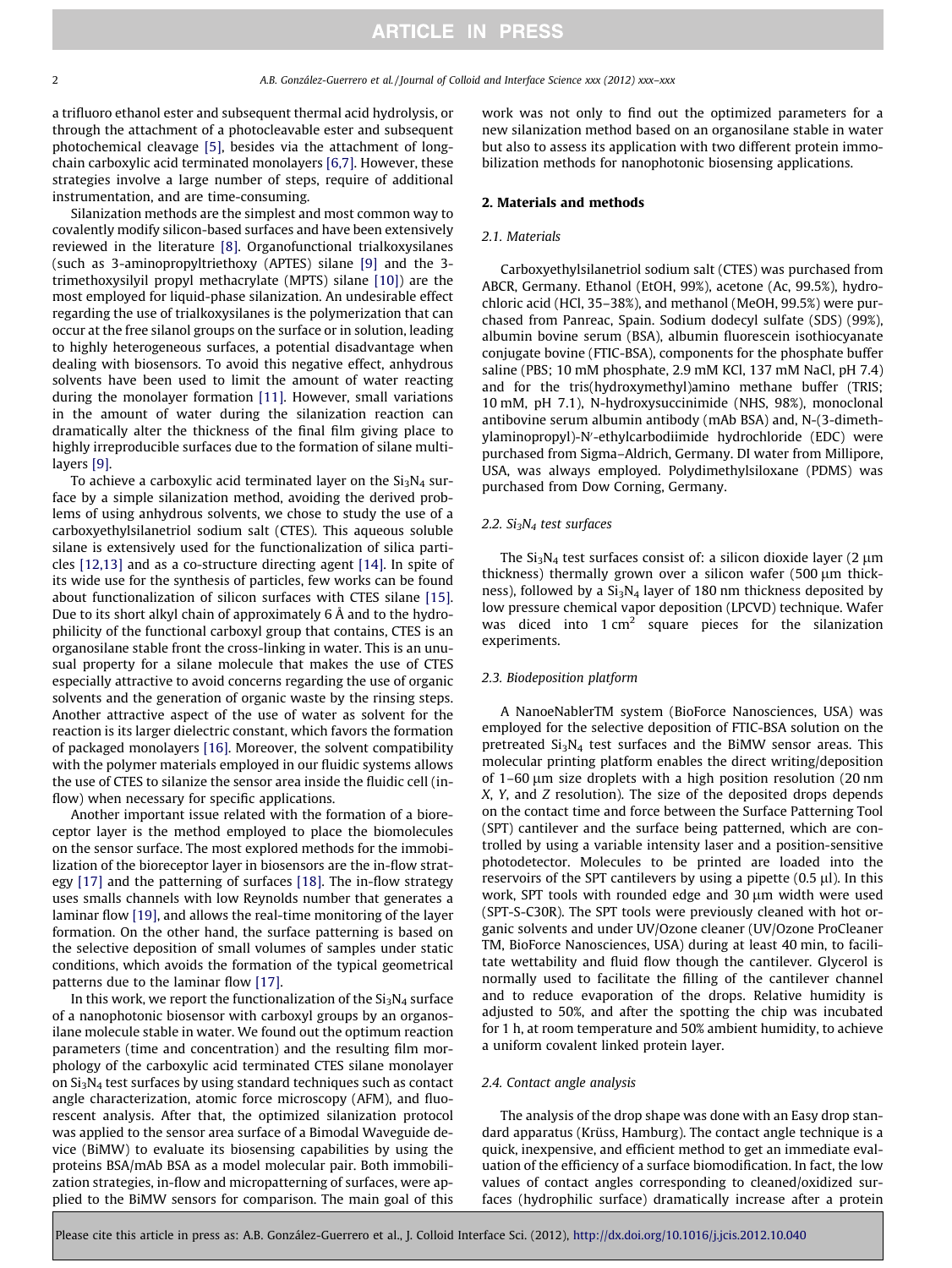a trifluoro ethanol ester and subsequent thermal acid hydrolysis, or through the attachment of a photocleavable ester and subsequent photochemical cleavage [5], besides via the attachment of long-chain carboxylic acid terminated monolayers [6,7]. However, these strategies involve a large number of steps, require of additional instrumentation, and are time-consuming.

Silanization methods are the simplest and most common way to covalently modify silicon-based surfaces and have been extensively reviewed in the literature [8]. Organofunctional trialkoxysilanes (such as 3-aminopropyltriethoxy (APTES) silane [9] and the 3-trimethoxysilyil propyl methacrylate (MPTS) silane [10]) are the most employed for liquid-phase silanization. An undesirable effect regarding the use of trialkoxysilanes is the polymerization that can occur at the free silanol groups on the surface or in solution, leading to highly heterogeneous surfaces, a potential disadvantage when dealing with biosensors. To avoid this negative effect, anhydrous solvents have been used to limit the amount of water reacting during the monolayer formation [11]. However, small variations in the amount of water during the silanization reaction can dramatically alter the thickness of the final film giving place to highly irreproducible surfaces due to the formation of silane multilayers [9].

To achieve a carboxylic acid terminated layer on the $Si_3N_4$ surface by a simple silanization method, avoiding the derived problems of using anhydrous solvents, we chose to study the use of a carboxyethylsilanetriol sodium salt (CTES). This aqueous soluble silane is extensively used for the functionalization of silica particles [12,13] and as a co-structure directing agent [14]. In spite of its wide use for the synthesis of particles, few works can be found about functionalization of silicon surfaces with CTES silane [15]. Due to its short alkyl chain of approximately 6 Å and to the hydrophilicity of the functional carboxyl group that contains, CTES is an organosilane stable front the cross-linking in water. This is an unusual property for a silane molecule that makes the use of CTES especially attractive to avoid concerns regarding the use of organic solvents and the generation of organic waste by the rinsing steps. Another attractive aspect of the use of water as solvent for the reaction is its larger dielectric constant, which favors the formation of packaged monolayers [16]. Moreover, the solvent compatibility with the polymer materials employed in our fluidic systems allows the use of CTES to silanize the sensor area inside the fluidic cell (in-flow) when necessary for specific applications.

Another important issue related with the formation of a bioreceptor layer is the method employed to place the biomolecules on the sensor surface. The most explored methods for the immobilization of the bioreceptor layer in biosensors are the in-flow strategy [17] and the patterning of surfaces [18]. The in-flow strategy uses smalls channels with low Reynolds number that generates a laminar flow [19], and allows the real-time monitoring of the layer formation. On the other hand, the surface patterning is based on the selective deposition of small volumes of samples under static conditions, which avoids the formation of the typical geometrical patterns due to the laminar flow [17].

In this work, we report the functionalization of the $Si_3N_4$ surface of a nanophotonic biosensor with carboxyl groups by an organosilane molecule stable in water. We found out the optimum reaction parameters (time and concentration) and the resulting film morphology of the carboxylic acid terminated CTES silane monolayer on $Si_3N_4$ test surfaces by using standard techniques such as contact angle characterization, atomic force microscopy (AFM), and fluorescent analysis. After that, the optimized silanization protocol was applied to the sensor area surface of a Bimodal Waveguide device (BiMW) to evaluate its biosensing capabilities by using the proteins BSA/mAb BSA as a model molecular pair. Both immobilization strategies, in-flow and micropatterning of surfaces, were applied to the BiMW sensors for comparison. The main goal of this work was not only to find out the optimized parameters for a new silanization method based on an organosilane stable in water but also to assess its application with two different protein immobilization methods for nanophotonic biosensing applications.

## 2. Materials and methods

### 2.1. Materials

Carboxyethylsilanetriol sodium salt (CTES) was purchased from ABCR, Germany. Ethanol (EtOH, 99%), acetone (Ac, 99.5%), hydrochloric acid (HCl, 35–38%), and methanol (MeOH, 99.5%) were purchased from Panreac, Spain. Sodium dodecyl sulfate (SDS) (99%), albumin bovine serum (BSA), albumin fluorescein isothiocyanate conjugate bovine (FTIC-BSA), components for the phosphate buffer saline (PBS; 10 mM phosphate, 2.9 mM KCl, 137 mM NaCl, pH 7.4) and for the tris(hydroxymethyl)amino methane buffer (TRIS; 10 mM, pH 7.1), N-hydroxysuccinimide (NHS, 98%), monoclonal antibovine serum albumin antibody (mAb BSA) and, N-(3-dimethylaminopropyl)-N′-ethylcarbodiimide hydrochloride (EDC) were purchased from Sigma–Aldrich, Germany. DI water from Millipore, USA, was always employed. Polydimethylsiloxane (PDMS) was purchased from Dow Corning, Germany.

### 2.2. $Si_3N_4$ test surfaces

The $Si_3N_4$ test surfaces consist of: a silicon dioxide layer (2 μm thickness) thermally grown over a silicon wafer (500 μm thickness), followed by a $Si_3N_4$ layer of 180 nm thickness deposited by low pressure chemical vapor deposition (LPCVD) technique. Wafer was diced into 1 cm$^2$ square pieces for the silanization experiments.

### 2.3. Biodeposition platform

A NanoeNablerTM system (BioForce Nanosciences, USA) was employed for the selective deposition of FTIC-BSA solution on the pretreated $Si_3N_4$ test surfaces and the BiMW sensor areas. This molecular printing platform enables the direct writing/deposition of 1–60 μm size droplets with a high position resolution (20 nm X, Y, and Z resolution). The size of the deposited drops depends on the contact time and force between the Surface Patterning Tool (SPT) cantilever and the surface being patterned, which are controlled by using a variable intensity laser and a position-sensitive photodetector. Molecules to be printed are loaded into the reservoirs of the SPT cantilevers by using a pipette (0.5 μl). In this work, SPT tools with rounded edge and 30 μm width were used (SPT-S-C30R). The SPT tools were previously cleaned with hot organic solvents and under UV/Ozone cleaner (UV/Ozone ProCleaner TM, BioForce Nanosciences, USA) during at least 40 min, to facilitate wettability and fluid flow though the cantilever. Glycerol is normally used to facilitate the filling of the cantilever channel and to reduce evaporation of the drops. Relative humidity is adjusted to 50%, and after the spotting the chip was incubated for 1 h, at room temperature and 50% ambient humidity, to achieve a uniform covalent linked protein layer.

### 2.4. Contact angle analysis

The analysis of the drop shape was done with an Easy drop standard apparatus (Krüss, Hamburg). The contact angle technique is a quick, inexpensive, and efficient method to get an immediate evaluation of the efficiency of a surface biomodification. In fact, the low values of contact angles corresponding to cleaned/oxidized surfaces (hydrophilic surface) dramatically increase after a protein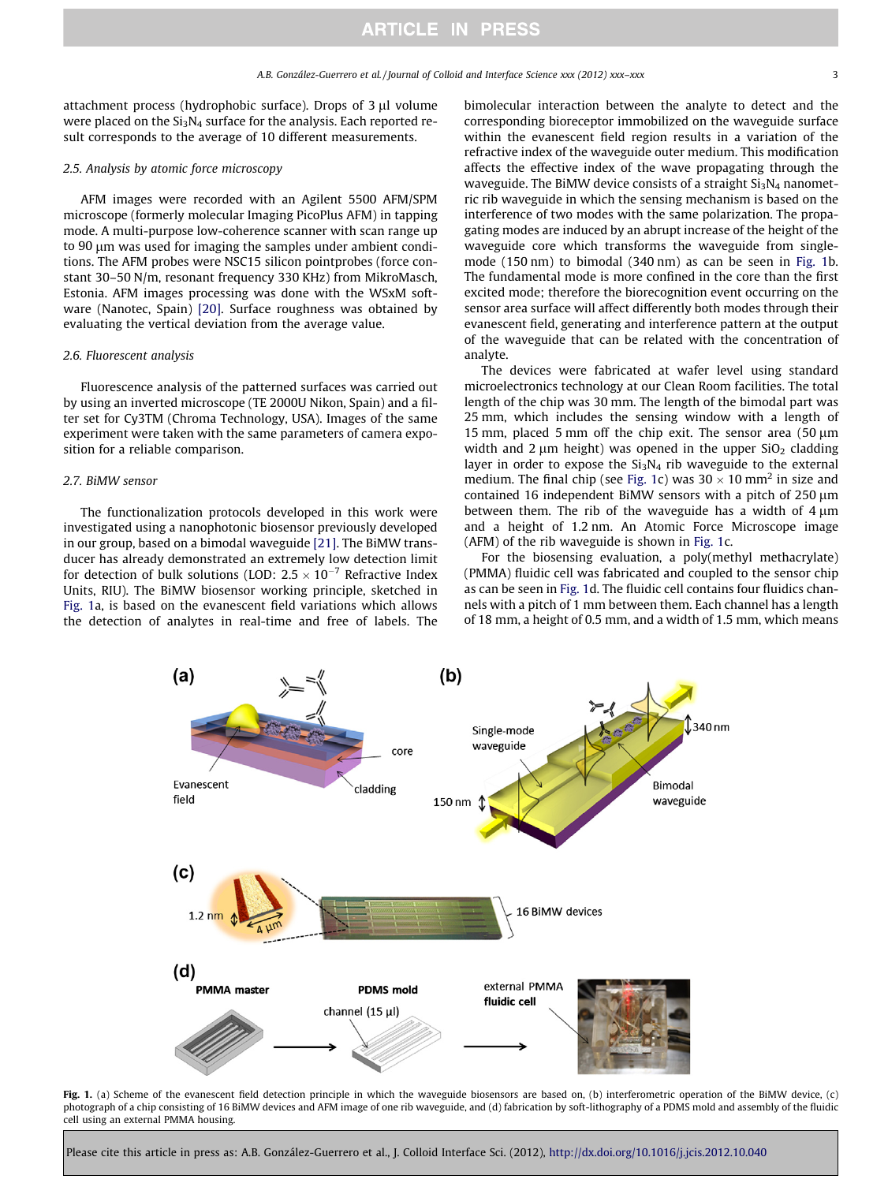attachment process (hydrophobic surface). Drops of 3 μl volume were placed on the $Si_3N_4$ surface for the analysis. Each reported result corresponds to the average of 10 different measurements.

### 2.5. Analysis by atomic force microscopy

AFM images were recorded with an Agilent 5500 AFM/SPM microscope (formerly molecular Imaging PicoPlus AFM) in tapping mode. A multi-purpose low-coherence scanner with scan range up to 90 μm was used for imaging the samples under ambient conditions. The AFM probes were NSC15 silicon pointprobes (force constant 30–50 N/m, resonant frequency 330 KHz) from MikroMasch, Estonia. AFM images processing was done with the WSxM software (Nanotec, Spain) [20]. Surface roughness was obtained by evaluating the vertical deviation from the average value.

### 2.6. Fluorescent analysis

Fluorescence analysis of the patterned surfaces was carried out by using an inverted microscope (TE 2000U Nikon, Spain) and a filter set for Cy3TM (Chroma Technology, USA). Images of the same experiment were taken with the same parameters of camera exposition for a reliable comparison.

### 2.7. BiMW sensor

The functionalization protocols developed in this work were investigated using a nanophotonic biosensor previously developed in our group, based on a bimodal waveguide [21]. The BiMW transducer has already demonstrated an extremely low detection limit for detection of bulk solutions (LOD: $2.5 \times 10^{-7}$ Refractive Index Units, RIU). The BiMW biosensor working principle, sketched in Fig. 1a, is based on the evanescent field variations which allows the detection of analytes in real-time and free of labels. The bimolecular interaction between the analyte to detect and the corresponding bioreceptor immobilized on the waveguide surface within the evanescent field region results in a variation of the refractive index of the waveguide outer medium. This modification affects the effective index of the wave propagating through the waveguide. The BiMW device consists of a straight $Si_3N_4$ nanometric rib waveguide in which the sensing mechanism is based on the interference of two modes with the same polarization. The propagating modes are induced by an abrupt increase of the height of the waveguide core which transforms the waveguide from single-mode (150 nm) to bimodal (340 nm) as can be seen in Fig. 1b. The fundamental mode is more confined in the core than the first excited mode; therefore the biorecognition event occurring on the sensor area surface will affect differently both modes through their evanescent field, generating and interference pattern at the output of the waveguide that can be related with the concentration of analyte.

The devices were fabricated at wafer level using standard microelectronics technology at our Clean Room facilities. The total length of the chip was 30 mm. The length of the bimodal part was 25 mm, which includes the sensing window with a length of 15 mm, placed 5 mm off the chip exit. The sensor area (50 μm width and 2 μm height) was opened in the upper $SiO_2$ cladding layer in order to expose the $Si_3N_4$ rib waveguide to the external medium. The final chip (see Fig. 1c) was $30 \times 10$ mm$^2$ in size and contained 16 independent BiMW sensors with a pitch of 250 μm between them. The rib of the waveguide has a width of 4 μm and a height of 1.2 nm. An Atomic Force Microscope image (AFM) of the rib waveguide is shown in Fig. 1c.

For the biosensing evaluation, a poly(methyl methacrylate) (PMMA) fluidic cell was fabricated and coupled to the sensor chip as can be seen in Fig. 1d. The fluidic cell contains four fluidics channels with a pitch of 1 mm between them. Each channel has a length of 18 mm, a height of 0.5 mm, and a width of 1.5 mm, which means

**Fig. 1.** (a) Scheme of the evanescent field detection principle in which the waveguide biosensors are based on, (b) interferometric operation of the BiMW device, (c) photograph of a chip consisting of 16 BiMW devices and AFM image of one rib waveguide, and (d) fabrication by soft-lithography of a PDMS mold and assembly of the fluidic cell using an external PMMA housing.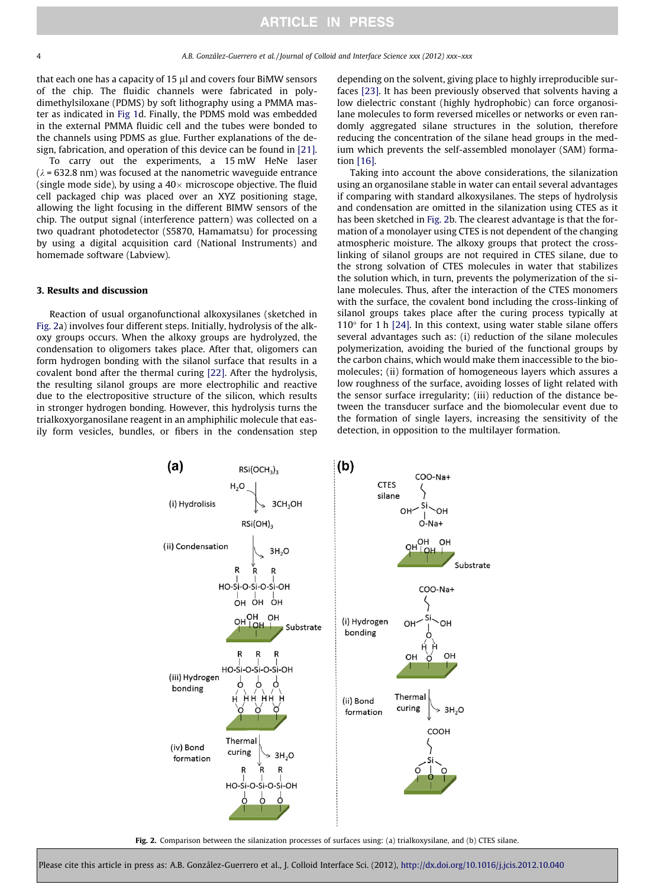that each one has a capacity of 15 μl and covers four BiMW sensors of the chip. The fluidic channels were fabricated in polydimethylsiloxane (PDMS) by soft lithography using a PMMA master as indicated in Fig 1d. Finally, the PDMS mold was embedded in the external PMMA fluidic cell and the tubes were bonded to the channels using PDMS as glue. Further explanations of the design, fabrication, and operation of this device can be found in [21].

To carry out the experiments, a 15 mW HeNe laser ($\lambda$ = 632.8 nm) was focused at the nanometric waveguide entrance (single mode side), by using a 40× microscope objective. The fluid cell packaged chip was placed over an XYZ positioning stage, allowing the light focusing in the different BIMW sensors of the chip. The output signal (interference pattern) was collected on a two quadrant photodetector (S5870, Hamamatsu) for processing by using a digital acquisition card (National Instruments) and homemade software (Labview).

## 3. Results and discussion

Reaction of usual organofunctional alkoxysilanes (sketched in Fig. 2a) involves four different steps. Initially, hydrolysis of the alkoxy groups occurs. When the alkoxy groups are hydrolyzed, the condensation to oligomers takes place. After that, oligomers can form hydrogen bonding with the silanol surface that results in a covalent bond after the thermal curing [22]. After the hydrolysis, the resulting silanol groups are more electrophilic and reactive due to the electropositive structure of the silicon, which results in stronger hydrogen bonding. However, this hydrolysis turns the trialkoxyorganosilane reagent in an amphiphilic molecule that easily form vesicles, bundles, or fibers in the condensation step depending on the solvent, giving place to highly irreproducible surfaces [23]. It has been previously observed that solvents having a low dielectric constant (highly hydrophobic) can force organosilane molecules to form reversed micelles or networks or even randomly aggregated silane structures in the solution, therefore reducing the concentration of the silane head groups in the medium which prevents the self-assembled monolayer (SAM) formation [16].

Taking into account the above considerations, the silanization using an organosilane stable in water can entail several advantages if comparing with standard alkoxysilanes. The steps of hydrolysis and condensation are omitted in the silanization using CTES as it has been sketched in Fig. 2b. The clearest advantage is that the formation of a monolayer using CTES is not dependent of the changing atmospheric moisture. The alkoxy groups that protect the cross-linking of silanol groups are not required in CTES silane, due to the strong solvation of CTES molecules in water that stabilizes the solution which, in turn, prevents the polymerization of the silane molecules. Thus, after the interaction of the CTES monomers with the surface, the covalent bond including the cross-linking of silanol groups takes place after the curing process typically at 110° for 1 h [24]. In this context, using water stable silane offers several advantages such as: (i) reduction of the silane molecules polymerization, avoiding the buried of the functional groups by the carbon chains, which would make them inaccessible to the biomolecules; (ii) formation of homogeneous layers which assures a low roughness of the surface, avoiding losses of light related with the sensor surface irregularity; (iii) reduction of the distance between the transducer surface and the biomolecular event due to the formation of single layers, increasing the sensitivity of the detection, in opposition to the multilayer formation.

**Fig. 2.** Comparison between the silanization processes of surfaces using: (a) trialkoxysilane, and (b) CTES silane.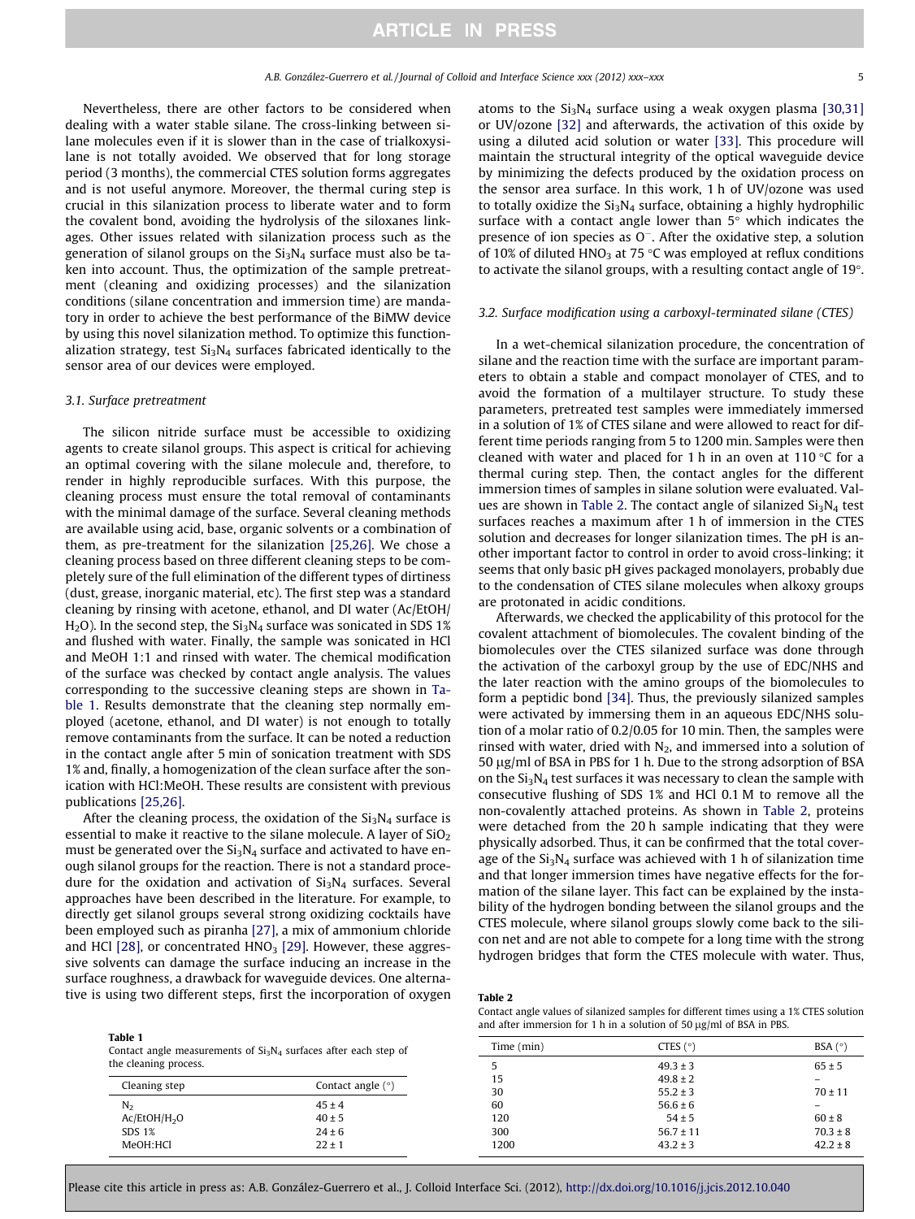Nevertheless, there are other factors to be considered when dealing with a water stable silane. The cross-linking between silane molecules even if it is slower than in the case of trialkoxysilane is not totally avoided. We observed that for long storage period (3 months), the commercial CTES solution forms aggregates and is not useful anymore. Moreover, the thermal curing step is crucial in this silanization process to liberate water and to form the covalent bond, avoiding the hydrolysis of the siloxanes linkages. Other issues related with silanization process such as the generation of silanol groups on the $Si_3N_4$ surface must also be taken into account. Thus, the optimization of the sample pretreatment (cleaning and oxidizing processes) and the silanization conditions (silane concentration and immersion time) are mandatory in order to achieve the best performance of the BiMW device by using this novel silanization method. To optimize this functionalization strategy, test $Si_3N_4$ surfaces fabricated identically to the sensor area of our devices were employed.

### 3.1. Surface pretreatment

The silicon nitride surface must be accessible to oxidizing agents to create silanol groups. This aspect is critical for achieving an optimal covering with the silane molecule and, therefore, to render in highly reproducible surfaces. With this purpose, the cleaning process must ensure the total removal of contaminants with the minimal damage of the surface. Several cleaning methods are available using acid, base, organic solvents or a combination of them, as pre-treatment for the silanization [25,26]. We chose a cleaning process based on three different cleaning steps to be completely sure of the full elimination of the different types of dirtiness (dust, grease, inorganic material, etc). The first step was a standard cleaning by rinsing with acetone, ethanol, and DI water (Ac/EtOH/$H_2O$). In the second step, the $Si_3N_4$ surface was sonicated in SDS 1% and flushed with water. Finally, the sample was sonicated in HCl and MeOH 1:1 and rinsed with water. The chemical modification of the surface was checked by contact angle analysis. The values corresponding to the successive cleaning steps are shown in Table 1. Results demonstrate that the cleaning step normally employed (acetone, ethanol, and DI water) is not enough to totally remove contaminants from the surface. It can be noted a reduction in the contact angle after 5 min of sonication treatment with SDS 1% and, finally, a homogenization of the clean surface after the sonication with HCl:MeOH. These results are consistent with previous publications [25,26].

After the cleaning process, the oxidation of the $Si_3N_4$ surface is essential to make it reactive to the silane molecule. A layer of $SiO_2$ must be generated over the $Si_3N_4$ surface and activated to have enough silanol groups for the reaction. There is not a standard procedure for the oxidation and activation of $Si_3N_4$ surfaces. Several approaches have been described in the literature. For example, to directly get silanol groups several strong oxidizing cocktails have been employed such as piranha [27], a mix of ammonium chloride and HCl [28], or concentrated $HNO_3$ [29]. However, these aggressive solvents can damage the surface inducing an increase in the surface roughness, a drawback for waveguide devices. One alternative is using two different steps, first the incorporation of oxygen atoms to the $Si_3N_4$ surface using a weak oxygen plasma [30,31] or UV/ozone [32] and afterwards, the activation of this oxide by using a diluted acid solution or water [33]. This procedure will maintain the structural integrity of the optical waveguide device by minimizing the defects produced by the oxidation process on the sensor area surface. In this work, 1 h of UV/ozone was used to totally oxidize the $Si_3N_4$ surface, obtaining a highly hydrophilic surface with a contact angle lower than 5° which indicates the presence of ion species as $O^-$. After the oxidative step, a solution of 10% of diluted $HNO_3$ at 75 °C was employed at reflux conditions to activate the silanol groups, with a resulting contact angle of 19°.

**Table 1**
Contact angle measurements of $Si_3N_4$ surfaces after each step of the cleaning process.

| Cleaning step | Contact angle (°) |
|---|---|
| $N_2$ | 45 ± 4 |
| Ac/EtOH/$H_2O$ | 40 ± 5 |
| SDS 1% | 24 ± 6 |
| MeOH:HCl | 22 ± 1 |

### 3.2. Surface modification using a carboxyl-terminated silane (CTES)

In a wet-chemical silanization procedure, the concentration of silane and the reaction time with the surface are important parameters to obtain a stable and compact monolayer of CTES, and to avoid the formation of a multilayer structure. To study these parameters, pretreated test samples were immediately immersed in a solution of 1% of CTES silane and were allowed to react for different time periods ranging from 5 to 1200 min. Samples were then cleaned with water and placed for 1 h in an oven at 110 °C for a thermal curing step. Then, the contact angles for the different immersion times of samples in silane solution were evaluated. Values are shown in Table 2. The contact angle of silanized $Si_3N_4$ test surfaces reaches a maximum after 1 h of immersion in the CTES solution and decreases for longer silanization times. The pH is another important factor to control in order to avoid cross-linking; it seems that only basic pH gives packaged monolayers, probably due to the condensation of CTES silane molecules when alkoxy groups are protonated in acidic conditions.

Afterwards, we checked the applicability of this protocol for the covalent attachment of biomolecules. The covalent binding of the biomolecules over the CTES silanized surface was done through the activation of the carboxyl group by the use of EDC/NHS and the later reaction with the amino groups of the biomolecules to form a peptidic bond [34]. Thus, the previously silanized samples were activated by immersing them in an aqueous EDC/NHS solution of a molar ratio of 0.2/0.05 for 10 min. Then, the samples were rinsed with water, dried with $N_2$, and immersed into a solution of 50 μg/ml of BSA in PBS for 1 h. Due to the strong adsorption of BSA on the $Si_3N_4$ test surfaces it was necessary to clean the sample with consecutive flushing of SDS 1% and HCl 0.1 M to remove all the non-covalently attached proteins. As shown in Table 2, proteins were detached from the 20 h sample indicating that they were physically adsorbed. Thus, it can be confirmed that the total coverage of the $Si_3N_4$ surface was achieved with 1 h of silanization time and that longer immersion times have negative effects for the formation of the silane layer. This fact can be explained by the instability of the hydrogen bonding between the silanol groups and the CTES molecule, where silanol groups slowly come back to the silicon net and are not able to compete for a long time with the strong hydrogen bridges that form the CTES molecule with water. Thus,

**Table 2**
Contact angle values of silanized samples for different times using a 1% CTES solution and after immersion for 1 h in a solution of 50 μg/ml of BSA in PBS.

| Time (min) | CTES (°) | BSA (°) |
|---|---|---|
| 5 | 49.3 ± 3 | 65 ± 5 |
| 15 | 49.8 ± 2 | – |
| 30 | 55.2 ± 3 | 70 ± 11 |
| 60 | 56.6 ± 6 | – |
| 120 | 54 ± 5 | 60 ± 8 |
| 300 | 56.7 ± 11 | 70.3 ± 8 |
| 1200 | 43.2 ± 3 | 42.2 ± 8 |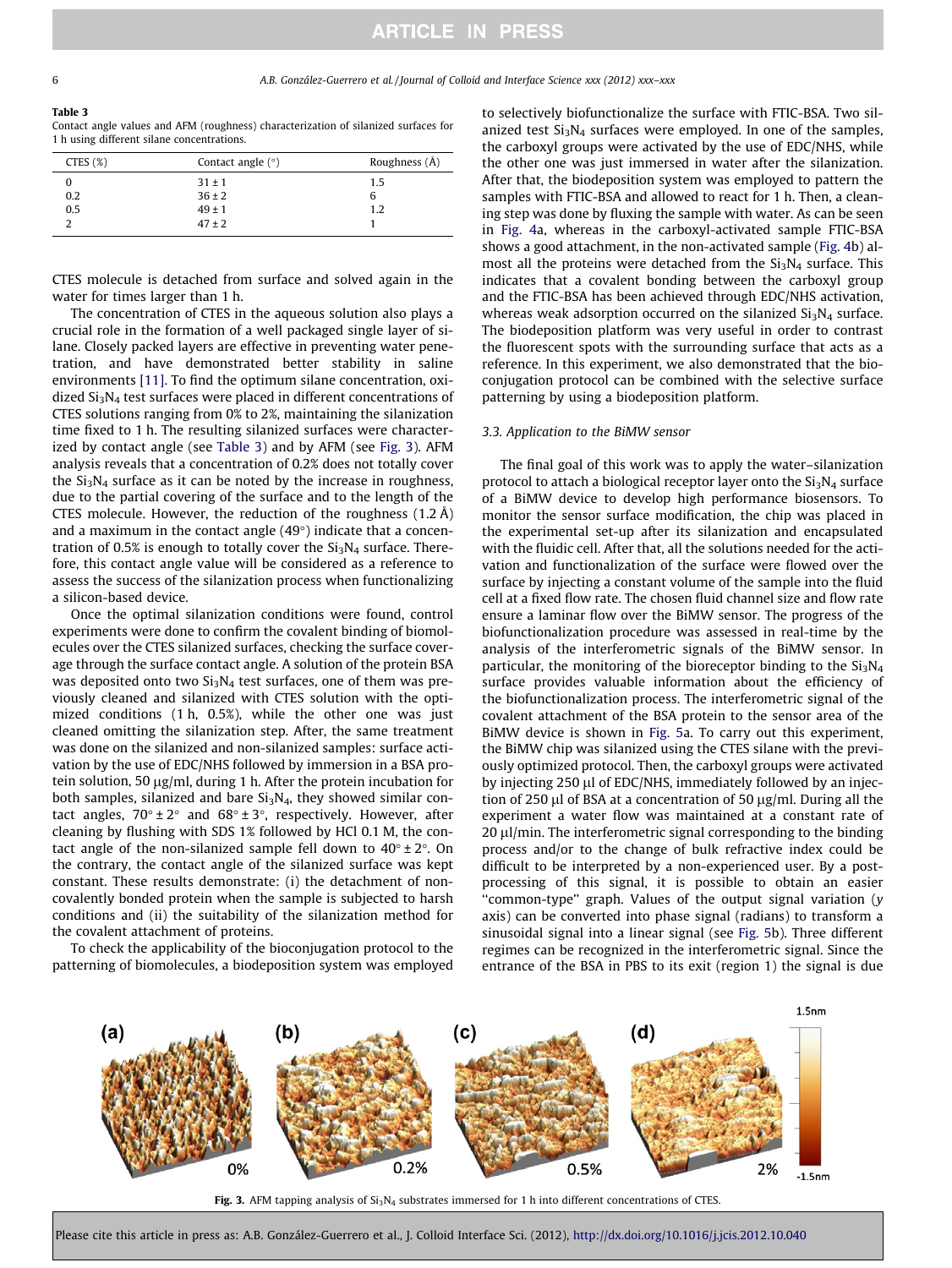**Table 3**
Contact angle values and AFM (roughness) characterization of silanized surfaces for 1 h using different silane concentrations.

| CTES (%) | Contact angle (°) | Roughness (Å) |
|---|---|---|
| 0 | 31 ± 1 | 1.5 |
| 0.2 | 36 ± 2 | 6 |
| 0.5 | 49 ± 1 | 1.2 |
| 2 | 47 ± 2 | 1 |

CTES molecule is detached from surface and solved again in the water for times larger than 1 h.

The concentration of CTES in the aqueous solution also plays a crucial role in the formation of a well packaged single layer of silane. Closely packed layers are effective in preventing water penetration, and have demonstrated better stability in saline environments [11]. To find the optimum silane concentration, oxidized $Si_3N_4$ test surfaces were placed in different concentrations of CTES solutions ranging from 0% to 2%, maintaining the silanization time fixed to 1 h. The resulting silanized surfaces were characterized by contact angle (see Table 3) and by AFM (see Fig. 3). AFM analysis reveals that a concentration of 0.2% does not totally cover the $Si_3N_4$ surface as it can be noted by the increase in roughness, due to the partial covering of the surface and to the length of the CTES molecule. However, the reduction of the roughness (1.2 Å) and a maximum in the contact angle (49°) indicate that a concentration of 0.5% is enough to totally cover the $Si_3N_4$ surface. Therefore, this contact angle value will be considered as a reference to assess the success of the silanization process when functionalizing a silicon-based device.

Once the optimal silanization conditions were found, control experiments were done to confirm the covalent binding of biomolecules over the CTES silanized surfaces, checking the surface coverage through the surface contact angle. A solution of the protein BSA was deposited onto two $Si_3N_4$ test surfaces, one of them was previously cleaned and silanized with CTES solution with the optimized conditions (1 h, 0.5%), while the other one was just cleaned omitting the silanization step. After, the same treatment was done on the silanized and non-silanized samples: surface activation by the use of EDC/NHS followed by immersion in a BSA protein solution, 50 μg/ml, during 1 h. After the protein incubation for both samples, silanized and bare $Si_3N_4$, they showed similar contact angles, 70° ± 2° and 68° ± 3°, respectively. However, after cleaning by flushing with SDS 1% followed by HCl 0.1 M, the contact angle of the non-silanized sample fell down to 40° ± 2°. On the contrary, the contact angle of the silanized surface was kept constant. These results demonstrate: (i) the detachment of non-covalently bonded protein when the sample is subjected to harsh conditions and (ii) the suitability of the silanization method for the covalent attachment of proteins.

To check the applicability of the bioconjugation protocol to the patterning of biomolecules, a biodeposition system was employed to selectively biofunctionalize the surface with FTIC-BSA. Two silanized test $Si_3N_4$ surfaces were employed. In one of the samples, the carboxyl groups were activated by the use of EDC/NHS, while the other one was just immersed in water after the silanization. After that, the biodeposition system was employed to pattern the samples with FTIC-BSA and allowed to react for 1 h. Then, a cleaning step was done by fluxing the sample with water. As can be seen in Fig. 4a, whereas in the carboxyl-activated sample FTIC-BSA shows a good attachment, in the non-activated sample (Fig. 4b) almost all the proteins were detached from the $Si_3N_4$ surface. This indicates that a covalent bonding between the carboxyl group and the FTIC-BSA has been achieved through EDC/NHS activation, whereas weak adsorption occurred on the silanized $Si_3N_4$ surface. The biodeposition platform was very useful in order to contrast the fluorescent spots with the surrounding surface that acts as a reference. In this experiment, we also demonstrated that the bioconjugation protocol can be combined with the selective surface patterning by using a biodeposition platform.

### 3.3. Application to the BiMW sensor

The final goal of this work was to apply the water–silanization protocol to attach a biological receptor layer onto the $Si_3N_4$ surface of a BiMW device to develop high performance biosensors. To monitor the sensor surface modification, the chip was placed in the experimental set-up after its silanization and encapsulated with the fluidic cell. After that, all the solutions needed for the activation and functionalization of the surface were flowed over the surface by injecting a constant volume of the sample into the fluid cell at a fixed flow rate. The chosen fluid channel size and flow rate ensure a laminar flow over the BiMW sensor. The progress of the biofunctionalization procedure was assessed in real-time by the analysis of the interferometric signals of the BiMW sensor. In particular, the monitoring of the bioreceptor binding to the $Si_3N_4$ surface provides valuable information about the efficiency of the biofunctionalization process. The interferometric signal of the covalent attachment of the BSA protein to the sensor area of the BiMW device is shown in Fig. 5a. To carry out this experiment, the BiMW chip was silanized using the CTES silane with the previously optimized protocol. Then, the carboxyl groups were activated by injecting 250 μl of EDC/NHS, immediately followed by an injection of 250 μl of BSA at a concentration of 50 μg/ml. During all the experiment a water flow was maintained at a constant rate of 20 μl/min. The interferometric signal corresponding to the binding process and/or to the change of bulk refractive index could be difficult to be interpreted by a non-experienced user. By a post-processing of this signal, it is possible to obtain an easier "common-type" graph. Values of the output signal variation (*y* axis) can be converted into phase signal (radians) to transform a sinusoidal signal into a linear signal (see Fig. 5b). Three different regimes can be recognized in the interferometric signal. Since the entrance of the BSA in PBS to its exit (region 1) the signal is due

**Fig. 3.** AFM tapping analysis of $Si_3N_4$ substrates immersed for 1 h into different concentrations of CTES.

Please cite this article in press as: A.B. González-Guerrero et al., J. Colloid Interface Sci. (2012), http://dx.doi.org/10.1016/j.jcis.2012.10.040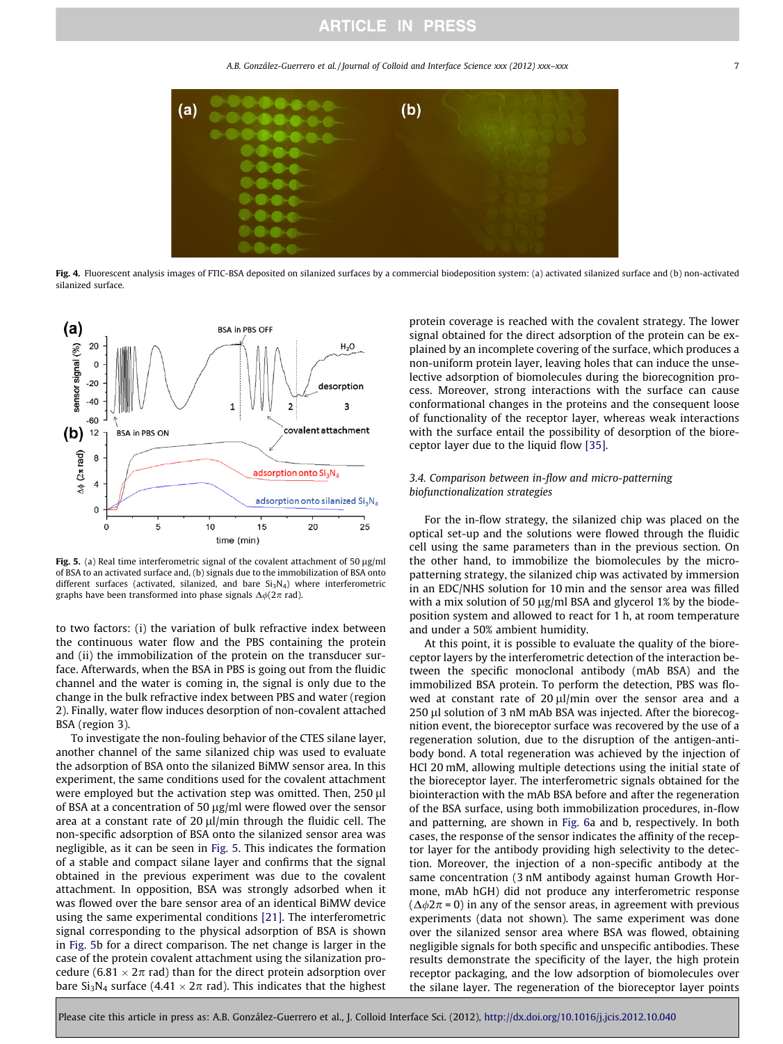Fig. 4. Fluorescent analysis images of FTIC-BSA deposited on silanized surfaces by a commercial biodeposition system: (a) activated silanized surface and (b) non-activated silanized surface.

Fig. 5. (a) Real time interferometric signal of the covalent attachment of 50 μg/ml of BSA to an activated surface and, (b) signals due to the immobilization of BSA onto different surfaces (activated, silanized, and bare $Si_3N_4$) where interferometric graphs have been transformed into phase signals $\Delta\phi(2\pi \text{ rad})$.

to two factors: (i) the variation of bulk refractive index between the continuous water flow and the PBS containing the protein and (ii) the immobilization of the protein on the transducer surface. Afterwards, when the BSA in PBS is going out from the fluidic channel and the water is coming in, the signal is only due to the change in the bulk refractive index between PBS and water (region 2). Finally, water flow induces desorption of non-covalent attached BSA (region 3).

To investigate the non-fouling behavior of the CTES silane layer, another channel of the same silanized chip was used to evaluate the adsorption of BSA onto the silanized BiMW sensor area. In this experiment, the same conditions used for the covalent attachment were employed but the activation step was omitted. Then, 250 μl of BSA at a concentration of 50 μg/ml were flowed over the sensor area at a constant rate of 20 μl/min through the fluidic cell. The non-specific adsorption of BSA onto the silanized sensor area was negligible, as it can be seen in Fig. 5. This indicates the formation of a stable and compact silane layer and confirms that the signal obtained in the previous experiment was due to the covalent attachment. In opposition, BSA was strongly adsorbed when it was flowed over the bare sensor area of an identical BiMW device using the same experimental conditions [21]. The interferometric signal corresponding to the physical adsorption of BSA is shown in Fig. 5b for a direct comparison. The net change is larger in the case of the protein covalent attachment using the silanization procedure ($6.81 \times 2\pi$ rad) than for the direct protein adsorption over bare $Si_3N_4$ surface ($4.41 \times 2\pi$ rad). This indicates that the highest protein coverage is reached with the covalent strategy. The lower signal obtained for the direct adsorption of the protein can be explained by an incomplete covering of the surface, which produces a non-uniform protein layer, leaving holes that can induce the unselective adsorption of biomolecules during the biorecognition process. Moreover, strong interactions with the surface can cause conformational changes in the proteins and the consequent loose of functionality of the receptor layer, whereas weak interactions with the surface entail the possibility of desorption of the bioreceptor layer due to the liquid flow [35].

### 3.4. Comparison between in-flow and micro-patterning biofunctionalization strategies

For the in-flow strategy, the silanized chip was placed on the optical set-up and the solutions were flowed through the fluidic cell using the same parameters than in the previous section. On the other hand, to immobilize the biomolecules by the micro-patterning strategy, the silanized chip was activated by immersion in an EDC/NHS solution for 10 min and the sensor area was filled with a mix solution of 50 μg/ml BSA and glycerol 1% by the biodeposition system and allowed to react for 1 h, at room temperature and under a 50% ambient humidity.

At this point, it is possible to evaluate the quality of the bioreceptor layers by the interferometric detection of the interaction between the specific monoclonal antibody (mAb BSA) and the immobilized BSA protein. To perform the detection, PBS was flowed at constant rate of 20 μl/min over the sensor area and a 250 μl solution of 3 nM mAb BSA was injected. After the biorecognition event, the bioreceptor surface was recovered by the use of a regeneration solution, due to the disruption of the antigen-antibody bond. A total regeneration was achieved by the injection of HCl 20 mM, allowing multiple detections using the initial state of the bioreceptor layer. The interferometric signals obtained for the biointeraction with the mAb BSA before and after the regeneration of the BSA surface, using both immobilization procedures, in-flow and patterning, are shown in Fig. 6a and b, respectively. In both cases, the response of the sensor indicates the affinity of the receptor layer for the antibody providing high selectivity to the detection. Moreover, the injection of a non-specific antibody at the same concentration (3 nM antibody against human Growth Hormone, mAb hGH) did not produce any interferometric response ($\Delta\phi 2\pi = 0$) in any of the sensor areas, in agreement with previous experiments (data not shown). The same experiment was done over the silanized sensor area where BSA was flowed, obtaining negligible signals for both specific and unspecific antibodies. These results demonstrate the specificity of the layer, the high protein receptor packaging, and the low adsorption of biomolecules over the silane layer. The regeneration of the bioreceptor layer points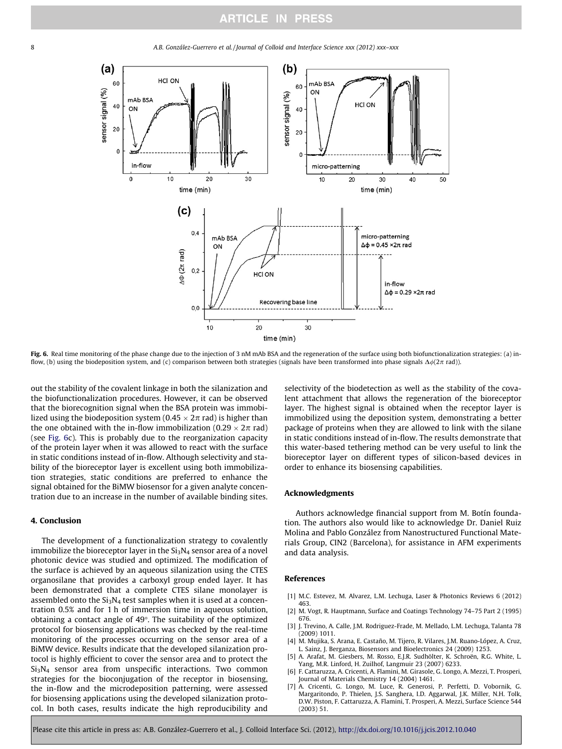**Fig. 6.** Real time monitoring of the phase change due to the injection of 3 nM mAb BSA and the regeneration of the surface using both biofunctionalization strategies: (a) in-flow, (b) using the biodeposition system, and (c) comparison between both strategies (signals have been transformed into phase signals $\Delta\phi(2\pi$ rad)).

out the stability of the covalent linkage in both the silanization and the biofunctionalization procedures. However, it can be observed that the biorecognition signal when the BSA protein was immobilized using the biodeposition system ($0.45 \times 2\pi$ rad) is higher than the one obtained with the in-flow immobilization ($0.29 \times 2\pi$ rad) (see Fig. 6c). This is probably due to the reorganization capacity of the protein layer when it was allowed to react with the surface in static conditions instead of in-flow. Although selectivity and stability of the bioreceptor layer is excellent using both immobilization strategies, static conditions are preferred to enhance the signal obtained for the BiMW biosensor for a given analyte concentration due to an increase in the number of available binding sites.

## 4. Conclusion

The development of a functionalization strategy to covalently immobilize the bioreceptor layer in the $Si_3N_4$ sensor area of a novel photonic device was studied and optimized. The modification of the surface is achieved by an aqueous silanization using the CTES organosilane that provides a carboxyl group ended layer. It has been demonstrated that a complete CTES silane monolayer is assembled onto the $Si_3N_4$ test samples when it is used at a concentration 0.5% and for 1 h of immersion time in aqueous solution, obtaining a contact angle of 49°. The suitability of the optimized protocol for biosensing applications was checked by the real-time monitoring of the processes occurring on the sensor area of a BiMW device. Results indicate that the developed silanization protocol is highly efficient to cover the sensor area and to protect the $Si_3N_4$ sensor area from unspecific interactions. Two common strategies for the bioconjugation of the receptor in biosensing, the in-flow and the microdeposition patterning, were assessed for biosensing applications using the developed silanization protocol. In both cases, results indicate the high reproducibility and selectivity of the biodetection as well as the stability of the covalent attachment that allows the regeneration of the bioreceptor layer. The highest signal is obtained when the receptor layer is immobilized using the deposition system, demonstrating a better package of proteins when they are allowed to link with the silane in static conditions instead of in-flow. The results demonstrate that this water-based tethering method can be very useful to link the bioreceptor layer on different types of silicon-based devices in order to enhance its biosensing capabilities.

## Acknowledgments

Authors acknowledge financial support from M. Botín foundation. The authors also would like to acknowledge Dr. Daniel Ruiz Molina and Pablo González from Nanostructured Functional Materials Group, CIN2 (Barcelona), for assistance in AFM experiments and data analysis.

## References

[1] M.C. Estevez, M. Alvarez, L.M. Lechuga, Laser & Photonics Reviews 6 (2012) 463.

[2] M. Vogt, R. Hauptmann, Surface and Coatings Technology 74–75 Part 2 (1995) 676.

[3] J. Trevino, A. Calle, J.M. Rodriguez-Frade, M. Mellado, L.M. Lechuga, Talanta 78 (2009) 1011.

[4] M. Mujika, S. Arana, E. Castaño, M. Tijero, R. Vilares, J.M. Ruano-López, A. Cruz, L. Sainz, J. Berganza, Biosensors and Bioelectronics 24 (2009) 1253.

[5] A. Arafat, M. Giesbers, M. Rosso, E.J.R. Sudhölter, K. Schroën, R.G. White, L. Yang, M.R. Linford, H. Zuilhof, Langmuir 23 (2007) 6233.

[6] F. Cattaruzza, A. Cricenti, A. Flamini, M. Girasole, G. Longo, A. Mezzi, T. Prosperi, Journal of Materials Chemistry 14 (2004) 1461.

[7] A. Cricenti, G. Longo, M. Luce, R. Generosi, P. Perfetti, D. Vobornik, G. Margaritondo, P. Thielen, J.S. Sanghera, I.D. Aggarwal, J.K. Miller, N.H. Tolk, D.W. Piston, F. Cattaruzza, A. Flamini, T. Prosperi, A. Mezzi, Surface Science 544 (2003) 51.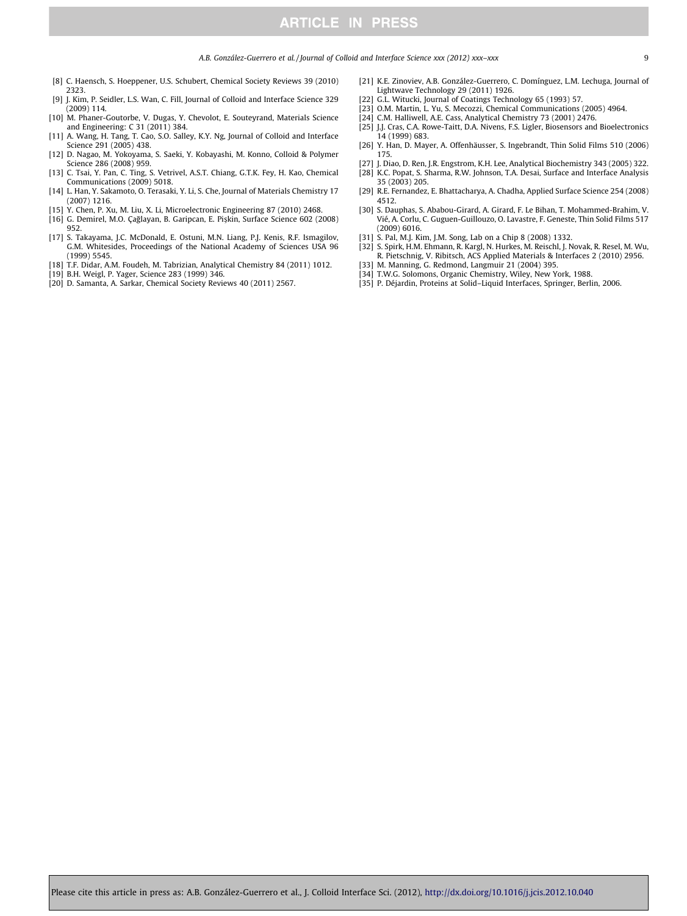[8] C. Haensch, S. Hoeppener, U.S. Schubert, Chemical Society Reviews 39 (2010) 2323.

[9] J. Kim, P. Seidler, L.S. Wan, C. Fill, Journal of Colloid and Interface Science 329 (2009) 114.

[10] M. Phaner-Goutorbe, V. Dugas, Y. Chevolot, E. Souteyrand, Materials Science and Engineering: C 31 (2011) 384.

[11] A. Wang, H. Tang, T. Cao, S.O. Salley, K.Y. Ng, Journal of Colloid and Interface Science 291 (2005) 438.

[12] D. Nagao, M. Yokoyama, S. Saeki, Y. Kobayashi, M. Konno, Colloid & Polymer Science 286 (2008) 959.

[13] C. Tsai, Y. Pan, C. Ting, S. Vetrivel, A.S.T. Chiang, G.T.K. Fey, H. Kao, Chemical Communications (2009) 5018.

[14] L. Han, Y. Sakamoto, O. Terasaki, Y. Li, S. Che, Journal of Materials Chemistry 17 (2007) 1216.

[15] Y. Chen, P. Xu, M. Liu, X. Li, Microelectronic Engineering 87 (2010) 2468.

[16] G. Demirel, M.O. Çağlayan, B. Garipcan, E. Pişkin, Surface Science 602 (2008) 952.

[17] S. Takayama, J.C. McDonald, E. Ostuni, M.N. Liang, P.J. Kenis, R.F. Ismagilov, G.M. Whitesides, Proceedings of the National Academy of Sciences USA 96 (1999) 5545.

[18] T.F. Didar, A.M. Foudeh, M. Tabrizian, Analytical Chemistry 84 (2011) 1012.

[19] B.H. Weigl, P. Yager, Science 283 (1999) 346.

[20] D. Samanta, A. Sarkar, Chemical Society Reviews 40 (2011) 2567.

[21] K.E. Zinoviev, A.B. González-Guerrero, C. Domínguez, L.M. Lechuga, Journal of Lightwave Technology 29 (2011) 1926.

[22] G.L. Witucki, Journal of Coatings Technology 65 (1993) 57.

[23] O.M. Martin, L. Yu, S. Mecozzi, Chemical Communications (2005) 4964.

[24] C.M. Halliwell, A.E. Cass, Analytical Chemistry 73 (2001) 2476.

[25] J.J. Cras, C.A. Rowe-Taitt, D.A. Nivens, F.S. Ligler, Biosensors and Bioelectronics 14 (1999) 683.

[26] Y. Han, D. Mayer, A. Offenhäusser, S. Ingebrandt, Thin Solid Films 510 (2006) 175.

[27] J. Diao, D. Ren, J.R. Engstrom, K.H. Lee, Analytical Biochemistry 343 (2005) 322.

[28] K.C. Popat, S. Sharma, R.W. Johnson, T.A. Desai, Surface and Interface Analysis 35 (2003) 205.

[29] R.E. Fernandez, E. Bhattacharya, A. Chadha, Applied Surface Science 254 (2008) 4512.

[30] S. Dauphas, S. Ababou-Girard, A. Girard, F. Le Bihan, T. Mohammed-Brahim, V. Vié, A. Corlu, C. Guguen-Guillouzo, O. Lavastre, F. Geneste, Thin Solid Films 517 (2009) 6016.

[31] S. Pal, M.J. Kim, J.M. Song, Lab on a Chip 8 (2008) 1332.

[32] S. Spirk, H.M. Ehmann, R. Kargl, N. Hurkes, M. Reischl, J. Novak, R. Resel, M. Wu, R. Pietschnig, V. Ribitsch, ACS Applied Materials & Interfaces 2 (2010) 2956.

[33] M. Manning, G. Redmond, Langmuir 21 (2004) 395.

[34] T.W.G. Solomons, Organic Chemistry, Wiley, New York, 1988.

[35] P. Déjardin, Proteins at Solid–Liquid Interfaces, Springer, Berlin, 2006.